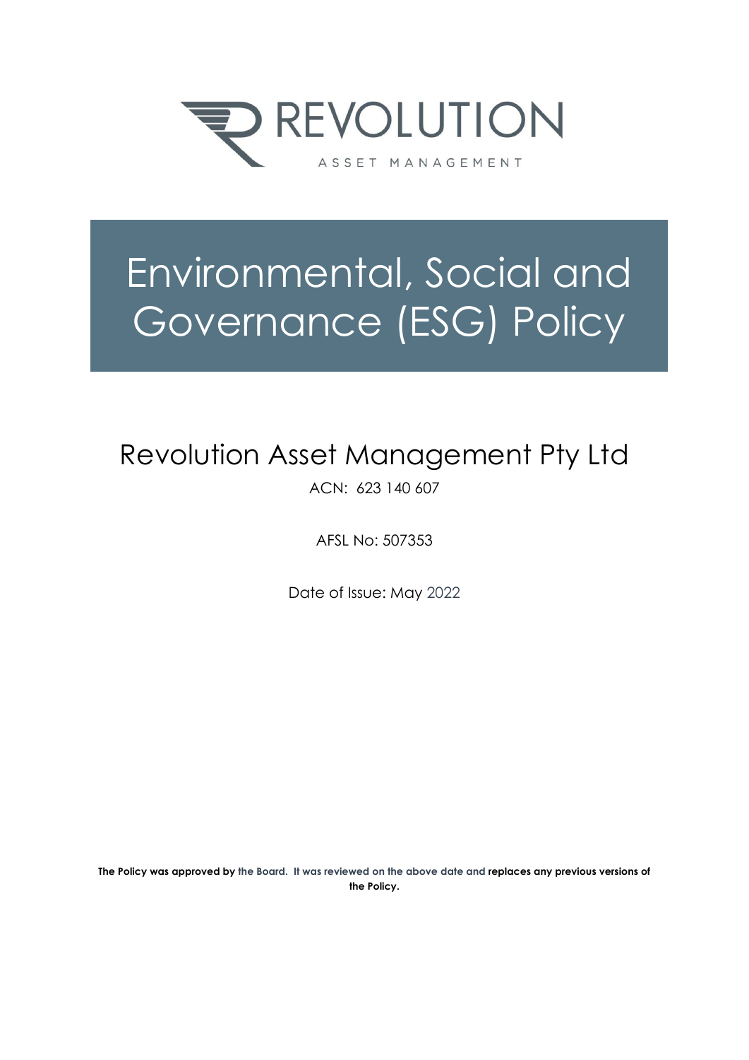REVOLUTION

ASSET MANAGEMENT

# Environmental, Social and Governance (ESG) Policy

## Revolution Asset Management Pty Ltd

ACN: 623 140 607

AFSL No: 507353

Date of Issue: May 2022

**The Policy was approved by the Board. It was reviewed on the above date and replaces any previous versions of the Policy.**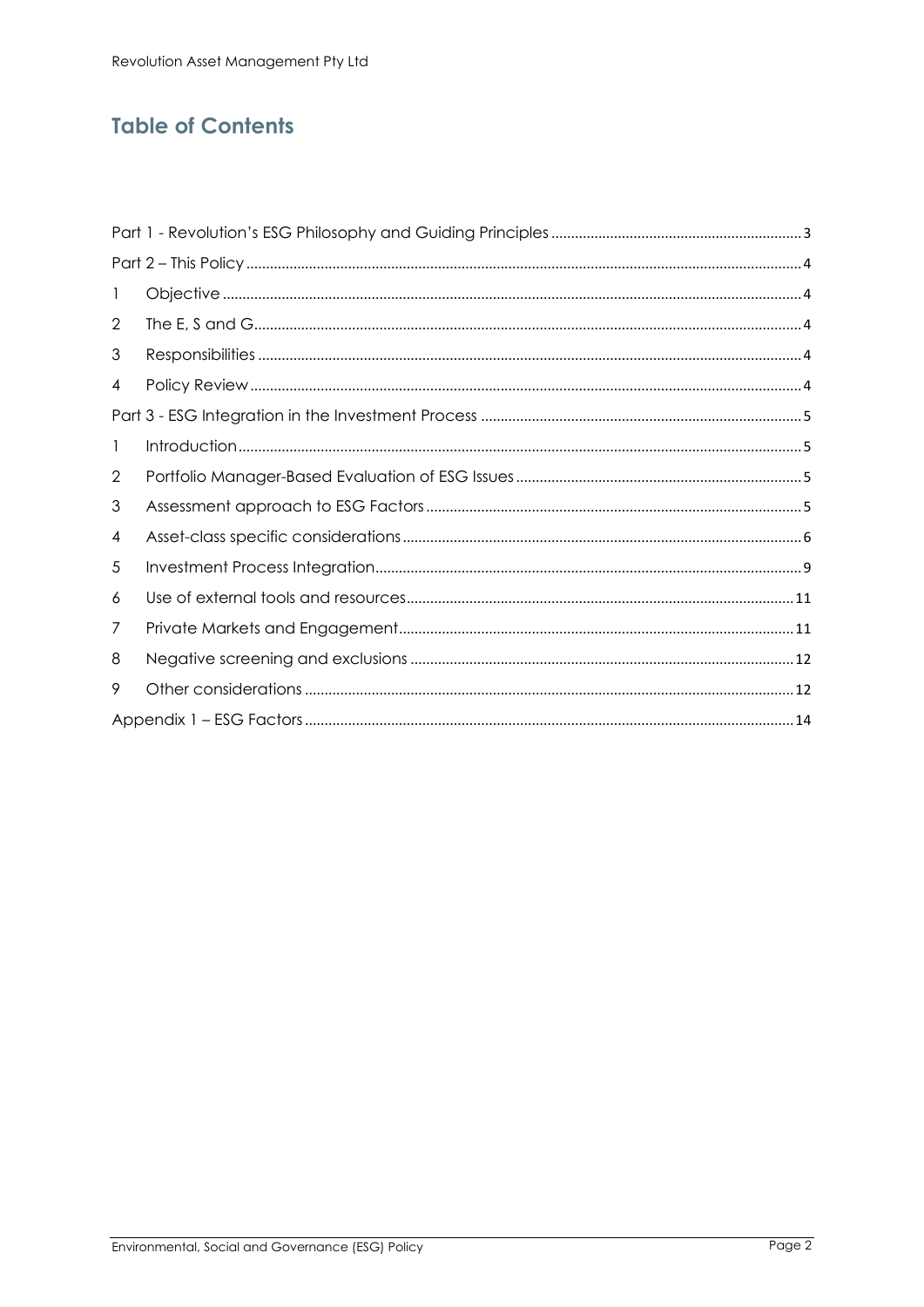## Table of Contents

| | | |
|---|---|---|
| Part 1 - Revolution's ESG Philosophy and Guiding Principles | | 3 |
| Part 2 – This Policy | | 4 |
| 1 | Objective | 4 |
| 2 | The E, S and G | 4 |
| 3 | Responsibilities | 4 |
| 4 | Policy Review | 4 |
| Part 3 - ESG Integration in the Investment Process | | 5 |
| 1 | Introduction | 5 |
| 2 | Portfolio Manager-Based Evaluation of ESG Issues | 5 |
| 3 | Assessment approach to ESG Factors | 5 |
| 4 | Asset-class specific considerations | 6 |
| 5 | Investment Process Integration | 9 |
| 6 | Use of external tools and resources | 11 |
| 7 | Private Markets and Engagement | 11 |
| 8 | Negative screening and exclusions | 12 |
| 9 | Other considerations | 12 |
| Appendix 1 – ESG Factors | | 14 |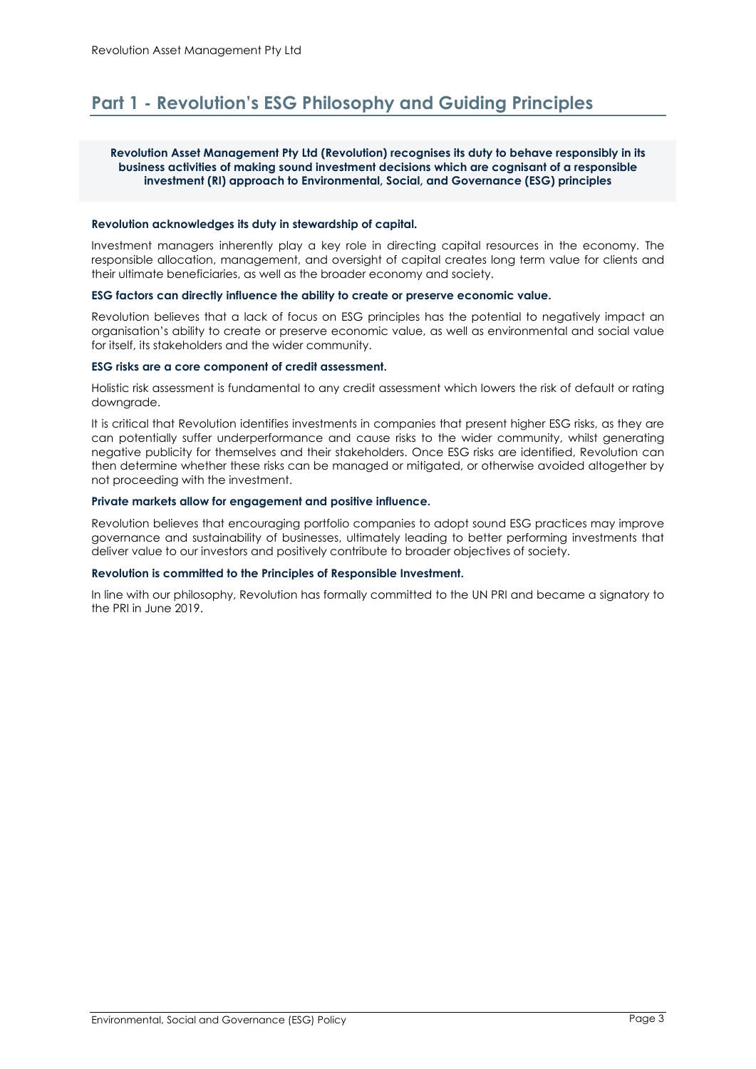# Part 1 - Revolution's ESG Philosophy and Guiding Principles

**Revolution Asset Management Pty Ltd (Revolution) recognises its duty to behave responsibly in its business activities of making sound investment decisions which are cognisant of a responsible investment (RI) approach to Environmental, Social, and Governance (ESG) principles**

**Revolution acknowledges its duty in stewardship of capital.**

Investment managers inherently play a key role in directing capital resources in the economy. The responsible allocation, management, and oversight of capital creates long term value for clients and their ultimate beneficiaries, as well as the broader economy and society.

**ESG factors can directly influence the ability to create or preserve economic value.**

Revolution believes that a lack of focus on ESG principles has the potential to negatively impact an organisation's ability to create or preserve economic value, as well as environmental and social value for itself, its stakeholders and the wider community.

**ESG risks are a core component of credit assessment.**

Holistic risk assessment is fundamental to any credit assessment which lowers the risk of default or rating downgrade.

It is critical that Revolution identifies investments in companies that present higher ESG risks, as they are can potentially suffer underperformance and cause risks to the wider community, whilst generating negative publicity for themselves and their stakeholders. Once ESG risks are identified, Revolution can then determine whether these risks can be managed or mitigated, or otherwise avoided altogether by not proceeding with the investment.

**Private markets allow for engagement and positive influence.**

Revolution believes that encouraging portfolio companies to adopt sound ESG practices may improve governance and sustainability of businesses, ultimately leading to better performing investments that deliver value to our investors and positively contribute to broader objectives of society.

**Revolution is committed to the Principles of Responsible Investment.**

In line with our philosophy, Revolution has formally committed to the UN PRI and became a signatory to the PRI in June 2019.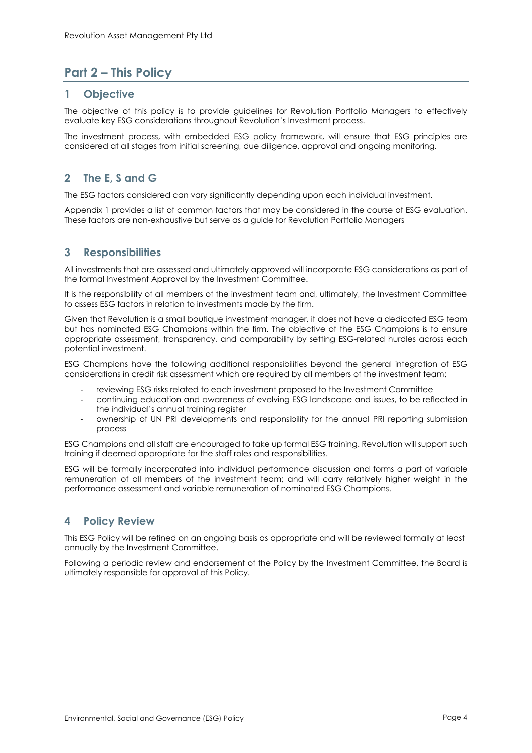# Part 2 – This Policy

## 1 Objective

The objective of this policy is to provide guidelines for Revolution Portfolio Managers to effectively evaluate key ESG considerations throughout Revolution's Investment process.

The investment process, with embedded ESG policy framework, will ensure that ESG principles are considered at all stages from initial screening, due diligence, approval and ongoing monitoring.

## 2 The E, S and G

The ESG factors considered can vary significantly depending upon each individual investment.

Appendix 1 provides a list of common factors that may be considered in the course of ESG evaluation. These factors are non-exhaustive but serve as a guide for Revolution Portfolio Managers

## 3 Responsibilities

All investments that are assessed and ultimately approved will incorporate ESG considerations as part of the formal Investment Approval by the Investment Committee.

It is the responsibility of all members of the investment team and, ultimately, the Investment Committee to assess ESG factors in relation to investments made by the firm.

Given that Revolution is a small boutique investment manager, it does not have a dedicated ESG team but has nominated ESG Champions within the firm. The objective of the ESG Champions is to ensure appropriate assessment, transparency, and comparability by setting ESG-related hurdles across each potential investment.

ESG Champions have the following additional responsibilities beyond the general integration of ESG considerations in credit risk assessment which are required by all members of the investment team:

- reviewing ESG risks related to each investment proposed to the Investment Committee
- continuing education and awareness of evolving ESG landscape and issues, to be reflected in the individual's annual training register
- ownership of UN PRI developments and responsibility for the annual PRI reporting submission process

ESG Champions and all staff are encouraged to take up formal ESG training. Revolution will support such training if deemed appropriate for the staff roles and responsibilities.

ESG will be formally incorporated into individual performance discussion and forms a part of variable remuneration of all members of the investment team; and will carry relatively higher weight in the performance assessment and variable remuneration of nominated ESG Champions.

## 4 Policy Review

This ESG Policy will be refined on an ongoing basis as appropriate and will be reviewed formally at least annually by the Investment Committee.

Following a periodic review and endorsement of the Policy by the Investment Committee, the Board is ultimately responsible for approval of this Policy.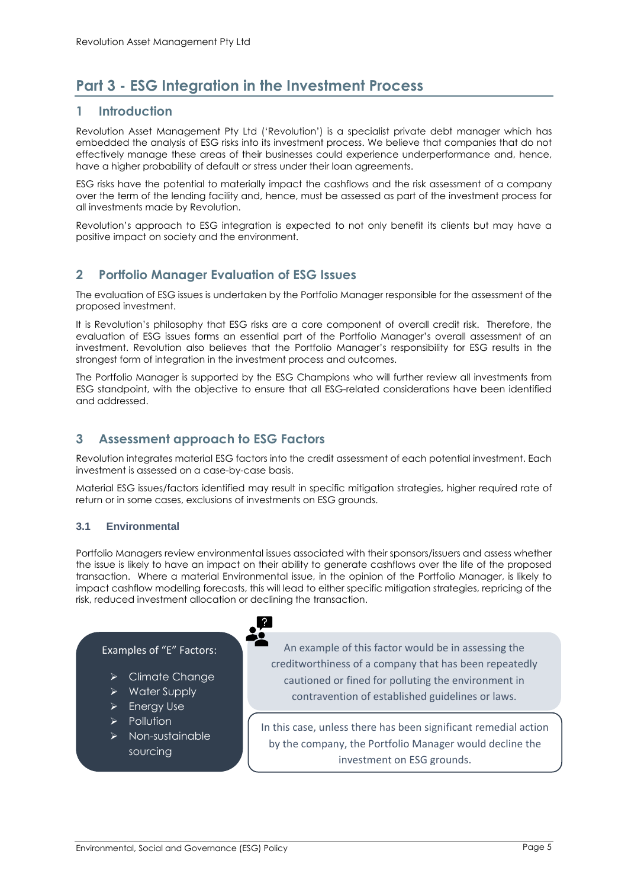# Part 3 - ESG Integration in the Investment Process

## 1 Introduction

Revolution Asset Management Pty Ltd ('Revolution') is a specialist private debt manager which has embedded the analysis of ESG risks into its investment process. We believe that companies that do not effectively manage these areas of their businesses could experience underperformance and, hence, have a higher probability of default or stress under their loan agreements.

ESG risks have the potential to materially impact the cashflows and the risk assessment of a company over the term of the lending facility and, hence, must be assessed as part of the investment process for all investments made by Revolution.

Revolution's approach to ESG integration is expected to not only benefit its clients but may have a positive impact on society and the environment.

## 2 Portfolio Manager Evaluation of ESG Issues

The evaluation of ESG issues is undertaken by the Portfolio Manager responsible for the assessment of the proposed investment.

It is Revolution's philosophy that ESG risks are a core component of overall credit risk. Therefore, the evaluation of ESG issues forms an essential part of the Portfolio Manager's overall assessment of an investment. Revolution also believes that the Portfolio Manager's responsibility for ESG results in the strongest form of integration in the investment process and outcomes.

The Portfolio Manager is supported by the ESG Champions who will further review all investments from ESG standpoint, with the objective to ensure that all ESG-related considerations have been identified and addressed.

## 3 Assessment approach to ESG Factors

Revolution integrates material ESG factors into the credit assessment of each potential investment. Each investment is assessed on a case-by-case basis.

Material ESG issues/factors identified may result in specific mitigation strategies, higher required rate of return or in some cases, exclusions of investments on ESG grounds.

### 3.1 Environmental

Portfolio Managers review environmental issues associated with their sponsors/issuers and assess whether the issue is likely to have an impact on their ability to generate cashflows over the life of the proposed transaction. Where a material Environmental issue, in the opinion of the Portfolio Manager, is likely to impact cashflow modelling forecasts, this will lead to either specific mitigation strategies, repricing of the risk, reduced investment allocation or declining the transaction.

Examples of "E" Factors:

- Climate Change
- Water Supply
- Energy Use
- Pollution
- Non-sustainable sourcing

An example of this factor would be in assessing the creditworthiness of a company that has been repeatedly cautioned or fined for polluting the environment in contravention of established guidelines or laws.

In this case, unless there has been significant remedial action by the company, the Portfolio Manager would decline the investment on ESG grounds.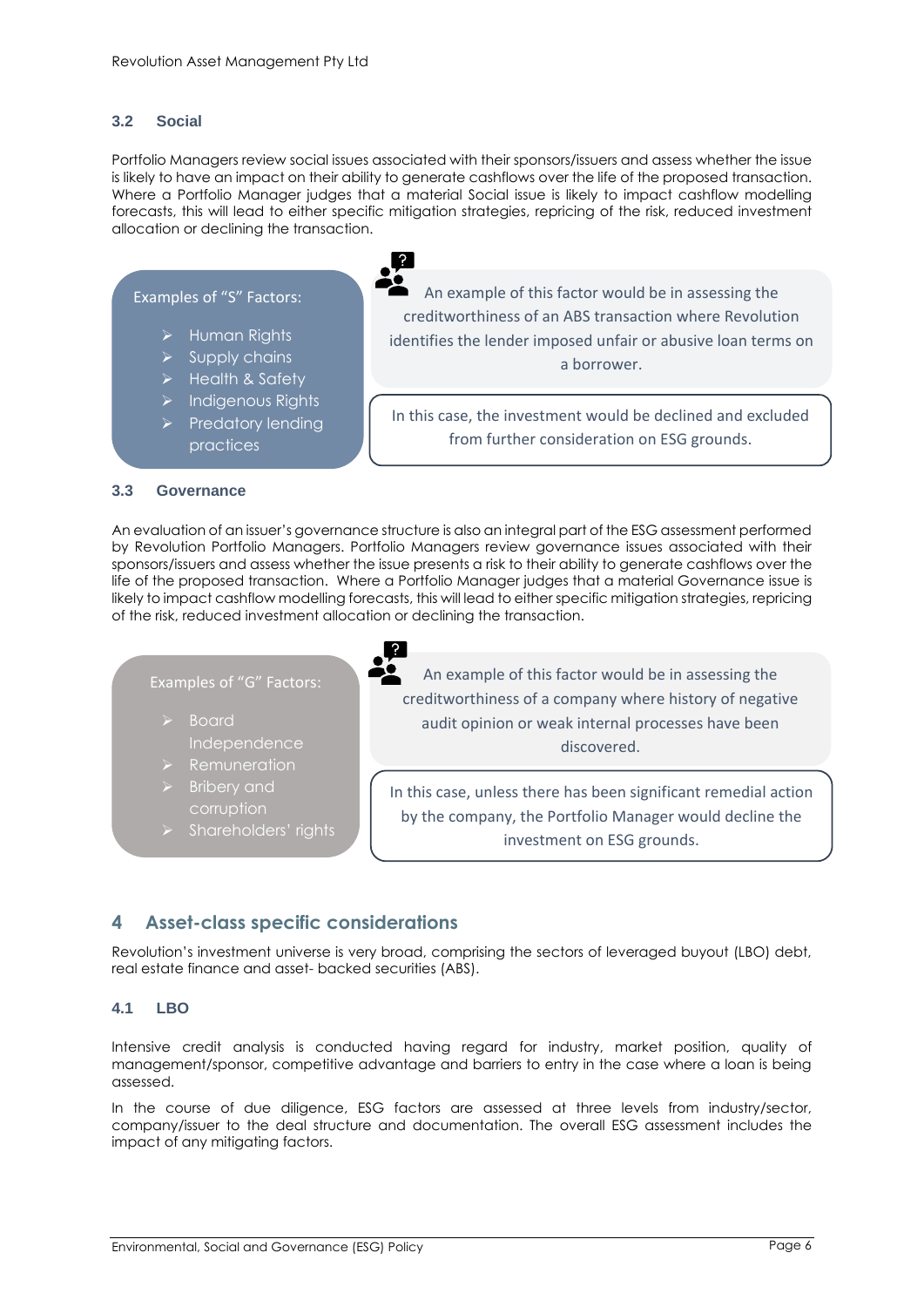### 3.2 Social

Portfolio Managers review social issues associated with their sponsors/issuers and assess whether the issue is likely to have an impact on their ability to generate cashflows over the life of the proposed transaction. Where a Portfolio Manager judges that a material Social issue is likely to impact cashflow modelling forecasts, this will lead to either specific mitigation strategies, repricing of the risk, reduced investment allocation or declining the transaction.

Examples of "S" Factors:

- Human Rights
- Supply chains
- Health & Safety
- Indigenous Rights
- Predatory lending practices

An example of this factor would be in assessing the creditworthiness of an ABS transaction where Revolution identifies the lender imposed unfair or abusive loan terms on a borrower.

In this case, the investment would be declined and excluded from further consideration on ESG grounds.

### 3.3 Governance

An evaluation of an issuer's governance structure is also an integral part of the ESG assessment performed by Revolution Portfolio Managers. Portfolio Managers review governance issues associated with their sponsors/issuers and assess whether the issue presents a risk to their ability to generate cashflows over the life of the proposed transaction. Where a Portfolio Manager judges that a material Governance issue is likely to impact cashflow modelling forecasts, this will lead to either specific mitigation strategies, repricing of the risk, reduced investment allocation or declining the transaction.

Examples of "G" Factors:

- Board Independence
- Remuneration
- Bribery and corruption
- Shareholders' rights

An example of this factor would be in assessing the creditworthiness of a company where history of negative audit opinion or weak internal processes have been discovered.

In this case, unless there has been significant remedial action by the company, the Portfolio Manager would decline the investment on ESG grounds.

## 4 Asset-class specific considerations

Revolution's investment universe is very broad, comprising the sectors of leveraged buyout (LBO) debt, real estate finance and asset- backed securities (ABS).

### 4.1 LBO

Intensive credit analysis is conducted having regard for industry, market position, quality of management/sponsor, competitive advantage and barriers to entry in the case where a loan is being assessed.

In the course of due diligence, ESG factors are assessed at three levels from industry/sector, company/issuer to the deal structure and documentation. The overall ESG assessment includes the impact of any mitigating factors.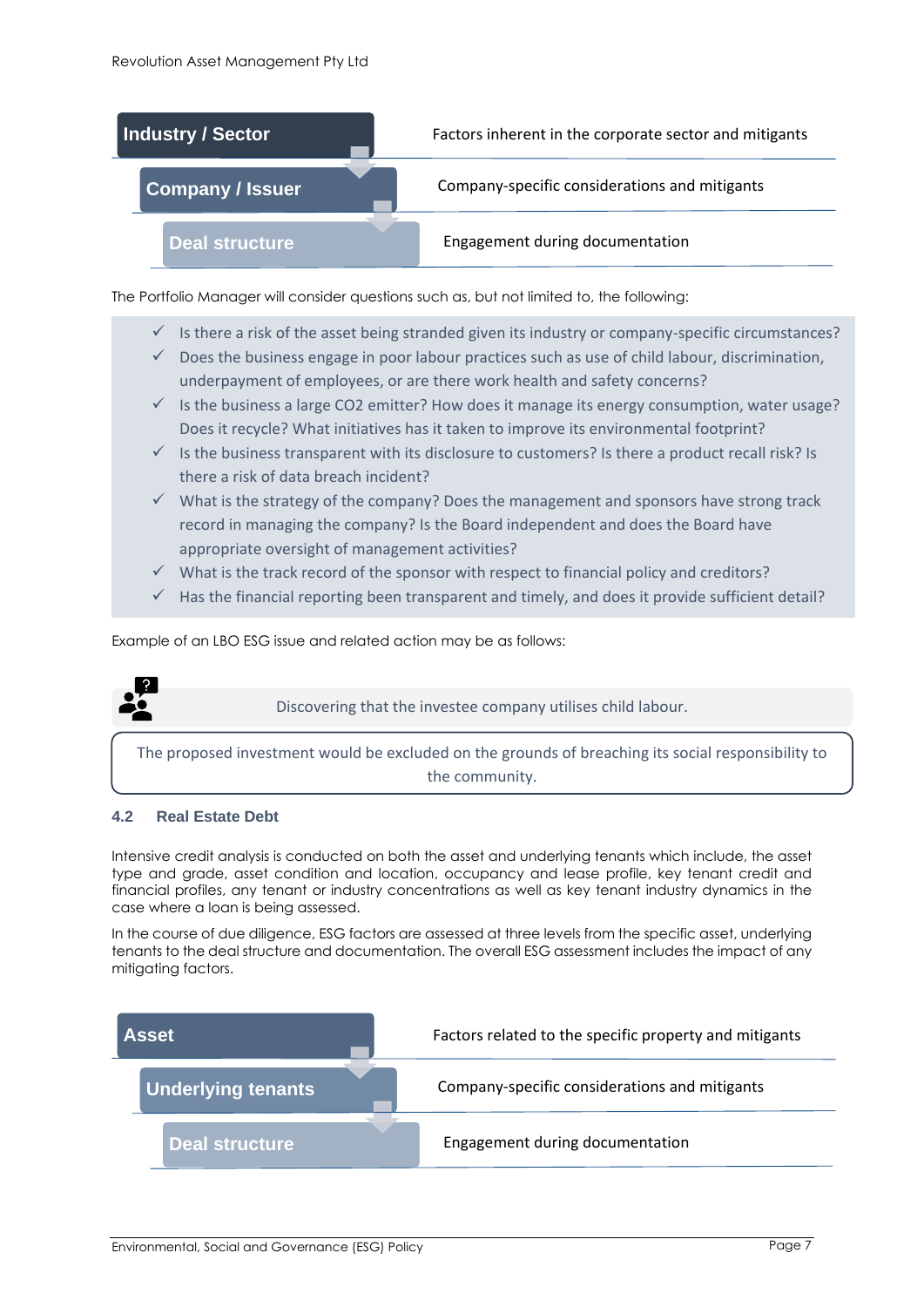| | |
|---|---|
| **Industry / Sector** | Factors inherent in the corporate sector and mitigants |
| **Company / Issuer** | Company-specific considerations and mitigants |
| **Deal structure** | Engagement during documentation |

The Portfolio Manager will consider questions such as, but not limited to, the following:

- ✓ Is there a risk of the asset being stranded given its industry or company-specific circumstances?
- ✓ Does the business engage in poor labour practices such as use of child labour, discrimination, underpayment of employees, or are there work health and safety concerns?
- ✓ Is the business a large CO2 emitter? How does it manage its energy consumption, water usage? Does it recycle? What initiatives has it taken to improve its environmental footprint?
- ✓ Is the business transparent with its disclosure to customers? Is there a product recall risk? Is there a risk of data breach incident?
- ✓ What is the strategy of the company? Does the management and sponsors have strong track record in managing the company? Is the Board independent and does the Board have appropriate oversight of management activities?
- ✓ What is the track record of the sponsor with respect to financial policy and creditors?
- ✓ Has the financial reporting been transparent and timely, and does it provide sufficient detail?

Example of an LBO ESG issue and related action may be as follows:

Discovering that the investee company utilises child labour.

The proposed investment would be excluded on the grounds of breaching its social responsibility to the community.

### 4.2 Real Estate Debt

Intensive credit analysis is conducted on both the asset and underlying tenants which include, the asset type and grade, asset condition and location, occupancy and lease profile, key tenant credit and financial profiles, any tenant or industry concentrations as well as key tenant industry dynamics in the case where a loan is being assessed.

In the course of due diligence, ESG factors are assessed at three levels from the specific asset, underlying tenants to the deal structure and documentation. The overall ESG assessment includes the impact of any mitigating factors.

| | |
|---|---|
| **Asset** | Factors related to the specific property and mitigants |
| **Underlying tenants** | Company-specific considerations and mitigants |
| **Deal structure** | Engagement during documentation |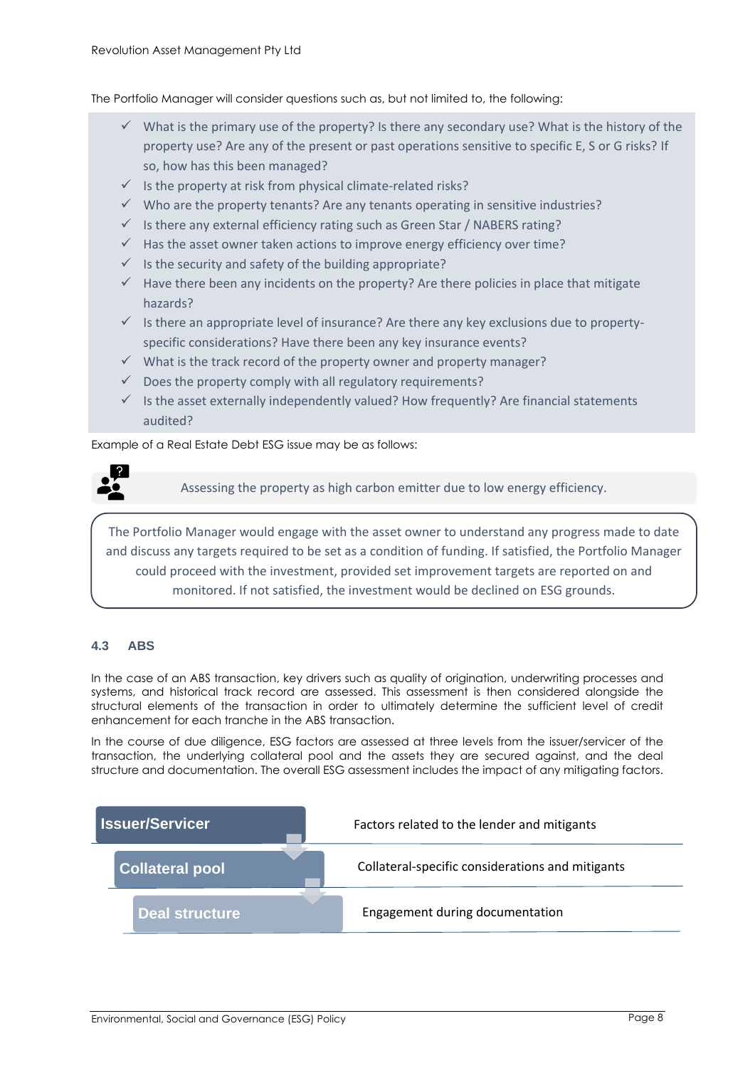The Portfolio Manager will consider questions such as, but not limited to, the following:

- ✓ What is the primary use of the property? Is there any secondary use? What is the history of the property use? Are any of the present or past operations sensitive to specific E, S or G risks? If so, how has this been managed?
- ✓ Is the property at risk from physical climate-related risks?
- ✓ Who are the property tenants? Are any tenants operating in sensitive industries?
- ✓ Is there any external efficiency rating such as Green Star / NABERS rating?
- ✓ Has the asset owner taken actions to improve energy efficiency over time?
- ✓ Is the security and safety of the building appropriate?
- ✓ Have there been any incidents on the property? Are there policies in place that mitigate hazards?
- ✓ Is there an appropriate level of insurance? Are there any key exclusions due to property-specific considerations? Have there been any key insurance events?
- ✓ What is the track record of the property owner and property manager?
- ✓ Does the property comply with all regulatory requirements?
- ✓ Is the asset externally independently valued? How frequently? Are financial statements audited?

Example of a Real Estate Debt ESG issue may be as follows:

Assessing the property as high carbon emitter due to low energy efficiency.

The Portfolio Manager would engage with the asset owner to understand any progress made to date and discuss any targets required to be set as a condition of funding. If satisfied, the Portfolio Manager could proceed with the investment, provided set improvement targets are reported on and monitored. If not satisfied, the investment would be declined on ESG grounds.

### 4.3 ABS

In the case of an ABS transaction, key drivers such as quality of origination, underwriting processes and systems, and historical track record are assessed. This assessment is then considered alongside the structural elements of the transaction in order to ultimately determine the sufficient level of credit enhancement for each tranche in the ABS transaction.

In the course of due diligence, ESG factors are assessed at three levels from the issuer/servicer of the transaction, the underlying collateral pool and the assets they are secured against, and the deal structure and documentation. The overall ESG assessment includes the impact of any mitigating factors.

| Level | Description |
| --- | --- |
| **Issuer/Servicer** | Factors related to the lender and mitigants |
| **Collateral pool** | Collateral-specific considerations and mitigants |
| **Deal structure** | Engagement during documentation |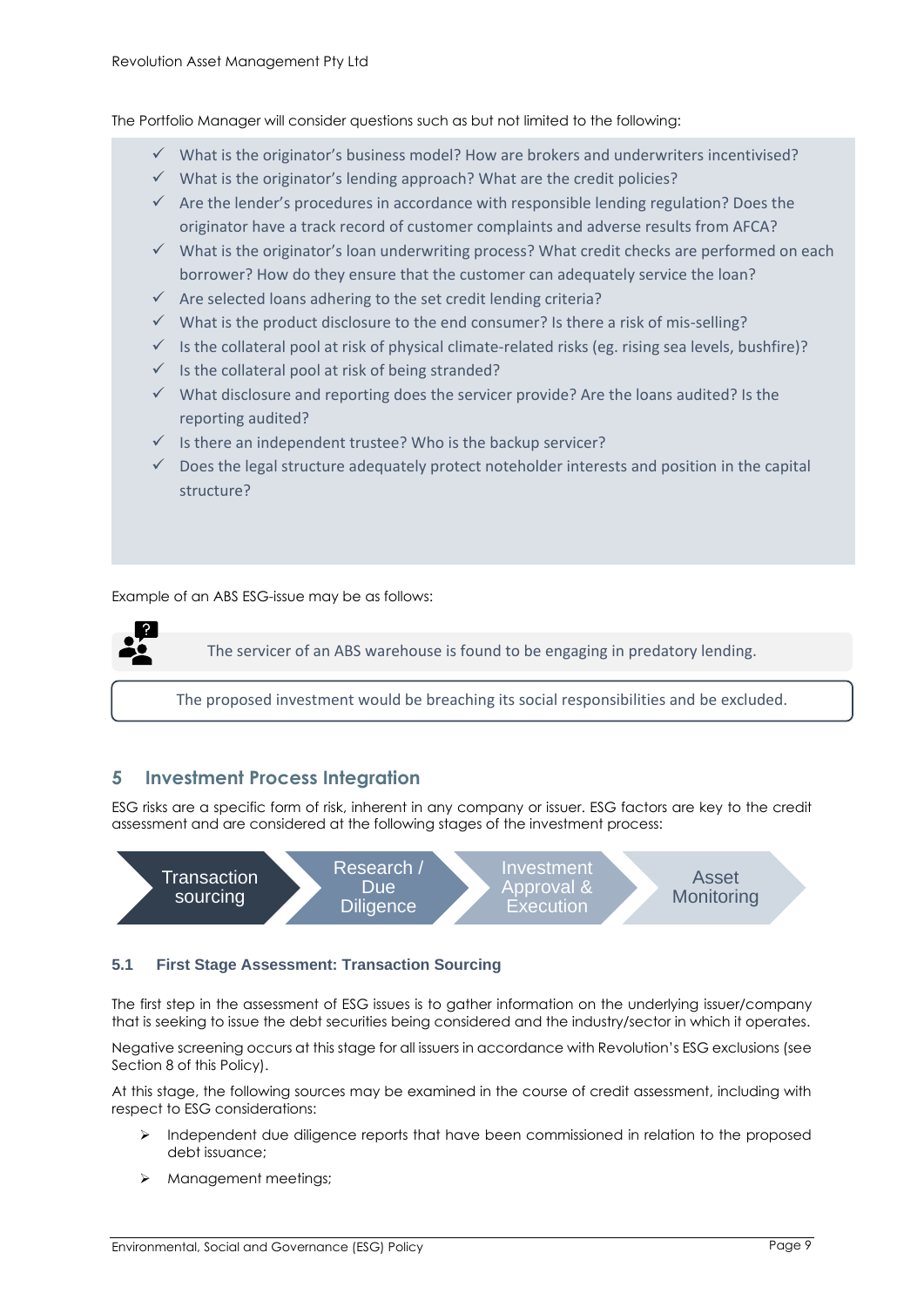The Portfolio Manager will consider questions such as but not limited to the following:

- ✓ What is the originator's business model? How are brokers and underwriters incentivised?
- ✓ What is the originator's lending approach? What are the credit policies?
- ✓ Are the lender's procedures in accordance with responsible lending regulation? Does the originator have a track record of customer complaints and adverse results from AFCA?
- ✓ What is the originator's loan underwriting process? What credit checks are performed on each borrower? How do they ensure that the customer can adequately service the loan?
- ✓ Are selected loans adhering to the set credit lending criteria?
- ✓ What is the product disclosure to the end consumer? Is there a risk of mis-selling?
- ✓ Is the collateral pool at risk of physical climate-related risks (eg. rising sea levels, bushfire)?
- ✓ Is the collateral pool at risk of being stranded?
- ✓ What disclosure and reporting does the servicer provide? Are the loans audited? Is the reporting audited?
- ✓ Is there an independent trustee? Who is the backup servicer?
- ✓ Does the legal structure adequately protect noteholder interests and position in the capital structure?

Example of an ABS ESG-issue may be as follows:

The servicer of an ABS warehouse is found to be engaging in predatory lending.

The proposed investment would be breaching its social responsibilities and be excluded.

## 5 Investment Process Integration

ESG risks are a specific form of risk, inherent in any company or issuer. ESG factors are key to the credit assessment and are considered at the following stages of the investment process:

Transaction sourcing → Research / Due Diligence → Investment Approval & Execution → Asset Monitoring

### 5.1 First Stage Assessment: Transaction Sourcing

The first step in the assessment of ESG issues is to gather information on the underlying issuer/company that is seeking to issue the debt securities being considered and the industry/sector in which it operates.

Negative screening occurs at this stage for all issuers in accordance with Revolution's ESG exclusions (see Section 8 of this Policy).

At this stage, the following sources may be examined in the course of credit assessment, including with respect to ESG considerations:

- Independent due diligence reports that have been commissioned in relation to the proposed debt issuance;
- Management meetings;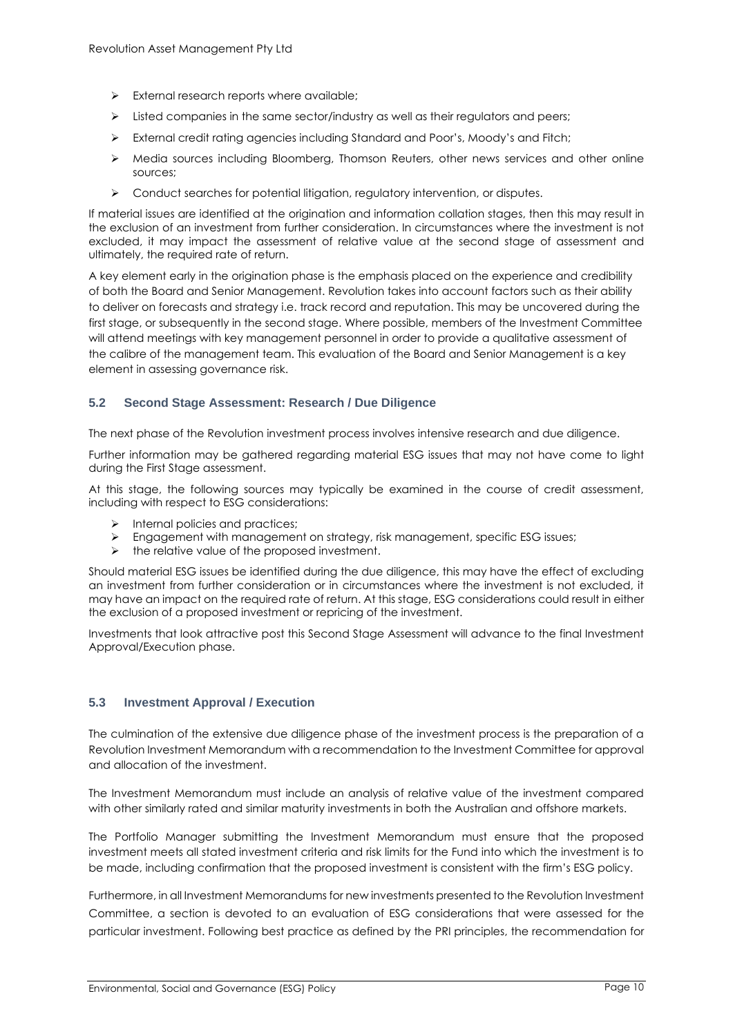- External research reports where available;
- Listed companies in the same sector/industry as well as their regulators and peers;
- External credit rating agencies including Standard and Poor's, Moody's and Fitch;
- Media sources including Bloomberg, Thomson Reuters, other news services and other online sources;
- Conduct searches for potential litigation, regulatory intervention, or disputes.

If material issues are identified at the origination and information collation stages, then this may result in the exclusion of an investment from further consideration. In circumstances where the investment is not excluded, it may impact the assessment of relative value at the second stage of assessment and ultimately, the required rate of return.

A key element early in the origination phase is the emphasis placed on the experience and credibility of both the Board and Senior Management. Revolution takes into account factors such as their ability to deliver on forecasts and strategy i.e. track record and reputation. This may be uncovered during the first stage, or subsequently in the second stage. Where possible, members of the Investment Committee will attend meetings with key management personnel in order to provide a qualitative assessment of the calibre of the management team. This evaluation of the Board and Senior Management is a key element in assessing governance risk.

### 5.2 Second Stage Assessment: Research / Due Diligence

The next phase of the Revolution investment process involves intensive research and due diligence.

Further information may be gathered regarding material ESG issues that may not have come to light during the First Stage assessment.

At this stage, the following sources may typically be examined in the course of credit assessment, including with respect to ESG considerations:

- Internal policies and practices;
- Engagement with management on strategy, risk management, specific ESG issues;
- the relative value of the proposed investment.

Should material ESG issues be identified during the due diligence, this may have the effect of excluding an investment from further consideration or in circumstances where the investment is not excluded, it may have an impact on the required rate of return. At this stage, ESG considerations could result in either the exclusion of a proposed investment or repricing of the investment.

Investments that look attractive post this Second Stage Assessment will advance to the final Investment Approval/Execution phase.

### 5.3 Investment Approval / Execution

The culmination of the extensive due diligence phase of the investment process is the preparation of a Revolution Investment Memorandum with a recommendation to the Investment Committee for approval and allocation of the investment.

The Investment Memorandum must include an analysis of relative value of the investment compared with other similarly rated and similar maturity investments in both the Australian and offshore markets.

The Portfolio Manager submitting the Investment Memorandum must ensure that the proposed investment meets all stated investment criteria and risk limits for the Fund into which the investment is to be made, including confirmation that the proposed investment is consistent with the firm's ESG policy.

Furthermore, in all Investment Memorandums for new investments presented to the Revolution Investment Committee, a section is devoted to an evaluation of ESG considerations that were assessed for the particular investment. Following best practice as defined by the PRI principles, the recommendation for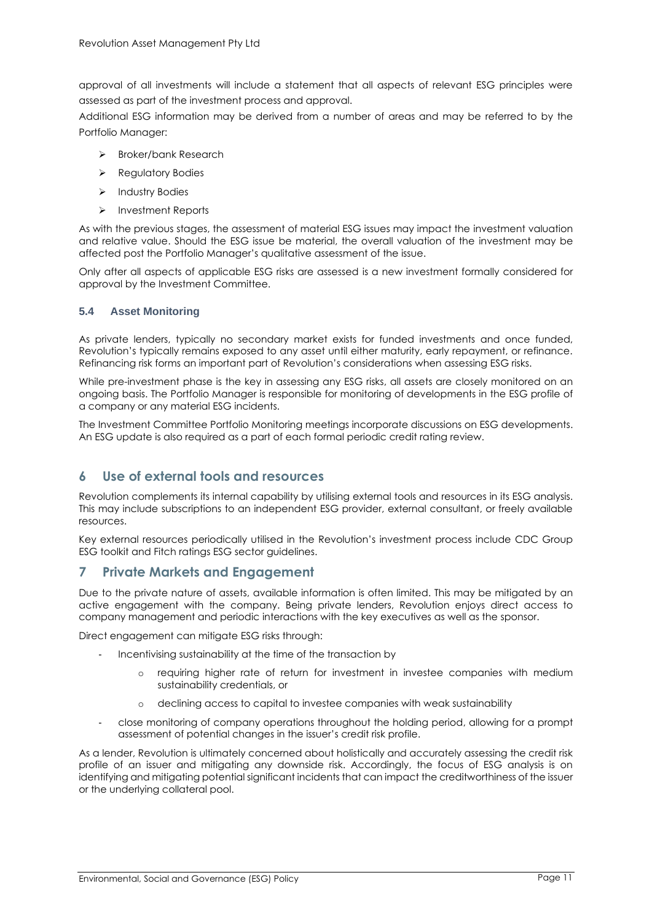approval of all investments will include a statement that all aspects of relevant ESG principles were assessed as part of the investment process and approval.

Additional ESG information may be derived from a number of areas and may be referred to by the Portfolio Manager:

- Broker/bank Research
- Regulatory Bodies
- Industry Bodies
- Investment Reports

As with the previous stages, the assessment of material ESG issues may impact the investment valuation and relative value. Should the ESG issue be material, the overall valuation of the investment may be affected post the Portfolio Manager's qualitative assessment of the issue.

Only after all aspects of applicable ESG risks are assessed is a new investment formally considered for approval by the Investment Committee.

### 5.4 Asset Monitoring

As private lenders, typically no secondary market exists for funded investments and once funded, Revolution's typically remains exposed to any asset until either maturity, early repayment, or refinance. Refinancing risk forms an important part of Revolution's considerations when assessing ESG risks.

While pre-investment phase is the key in assessing any ESG risks, all assets are closely monitored on an ongoing basis. The Portfolio Manager is responsible for monitoring of developments in the ESG profile of a company or any material ESG incidents.

The Investment Committee Portfolio Monitoring meetings incorporate discussions on ESG developments. An ESG update is also required as a part of each formal periodic credit rating review.

## 6 Use of external tools and resources

Revolution complements its internal capability by utilising external tools and resources in its ESG analysis. This may include subscriptions to an independent ESG provider, external consultant, or freely available resources.

Key external resources periodically utilised in the Revolution's investment process include CDC Group ESG toolkit and Fitch ratings ESG sector guidelines.

## 7 Private Markets and Engagement

Due to the private nature of assets, available information is often limited. This may be mitigated by an active engagement with the company. Being private lenders, Revolution enjoys direct access to company management and periodic interactions with the key executives as well as the sponsor.

Direct engagement can mitigate ESG risks through:

- Incentivising sustainability at the time of the transaction by
  - requiring higher rate of return for investment in investee companies with medium sustainability credentials, or
  - declining access to capital to investee companies with weak sustainability
- close monitoring of company operations throughout the holding period, allowing for a prompt assessment of potential changes in the issuer's credit risk profile.

As a lender, Revolution is ultimately concerned about holistically and accurately assessing the credit risk profile of an issuer and mitigating any downside risk. Accordingly, the focus of ESG analysis is on identifying and mitigating potential significant incidents that can impact the creditworthiness of the issuer or the underlying collateral pool.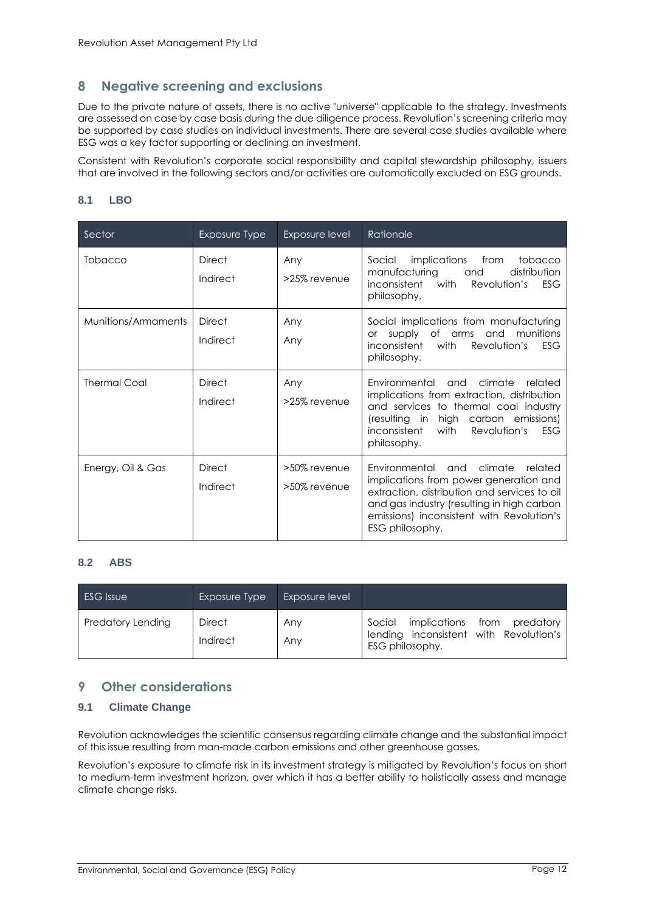## 8 Negative screening and exclusions

Due to the private nature of assets, there is no active "universe" applicable to the strategy. Investments are assessed on case by case basis during the due diligence process. Revolution's screening criteria may be supported by case studies on individual investments. There are several case studies available where ESG was a key factor supporting or declining an investment.

Consistent with Revolution's corporate social responsibility and capital stewardship philosophy, issuers that are involved in the following sectors and/or activities are automatically excluded on ESG grounds.

### 8.1 LBO

| Sector | Exposure Type | Exposure level | Rationale |
|---|---|---|---|
| Tobacco | Direct<br>Indirect | Any<br>>25% revenue | Social implications from tobacco manufacturing and distribution inconsistent with Revolution's ESG philosophy. |
| Munitions/Armaments | Direct<br>Indirect | Any<br>Any | Social implications from manufacturing or supply of arms and munitions inconsistent with Revolution's ESG philosophy. |
| Thermal Coal | Direct<br>Indirect | Any<br>>25% revenue | Environmental and climate related implications from extraction, distribution and services to thermal coal industry (resulting in high carbon emissions) inconsistent with Revolution's ESG philosophy. |
| Energy, Oil & Gas | Direct<br>Indirect | >50% revenue<br>>50% revenue | Environmental and climate related implications from power generation and extraction, distribution and services to oil and gas industry (resulting in high carbon emissions) inconsistent with Revolution's ESG philosophy. |

### 8.2 ABS

| ESG Issue | Exposure Type | Exposure level | |
|---|---|---|---|
| Predatory Lending | Direct<br>Indirect | Any<br>Any | Social implications from predatory lending inconsistent with Revolution's ESG philosophy. |

## 9 Other considerations

### 9.1 Climate Change

Revolution acknowledges the scientific consensus regarding climate change and the substantial impact of this issue resulting from man-made carbon emissions and other greenhouse gasses.

Revolution's exposure to climate risk in its investment strategy is mitigated by Revolution's focus on short to medium-term investment horizon, over which it has a better ability to holistically assess and manage climate change risks.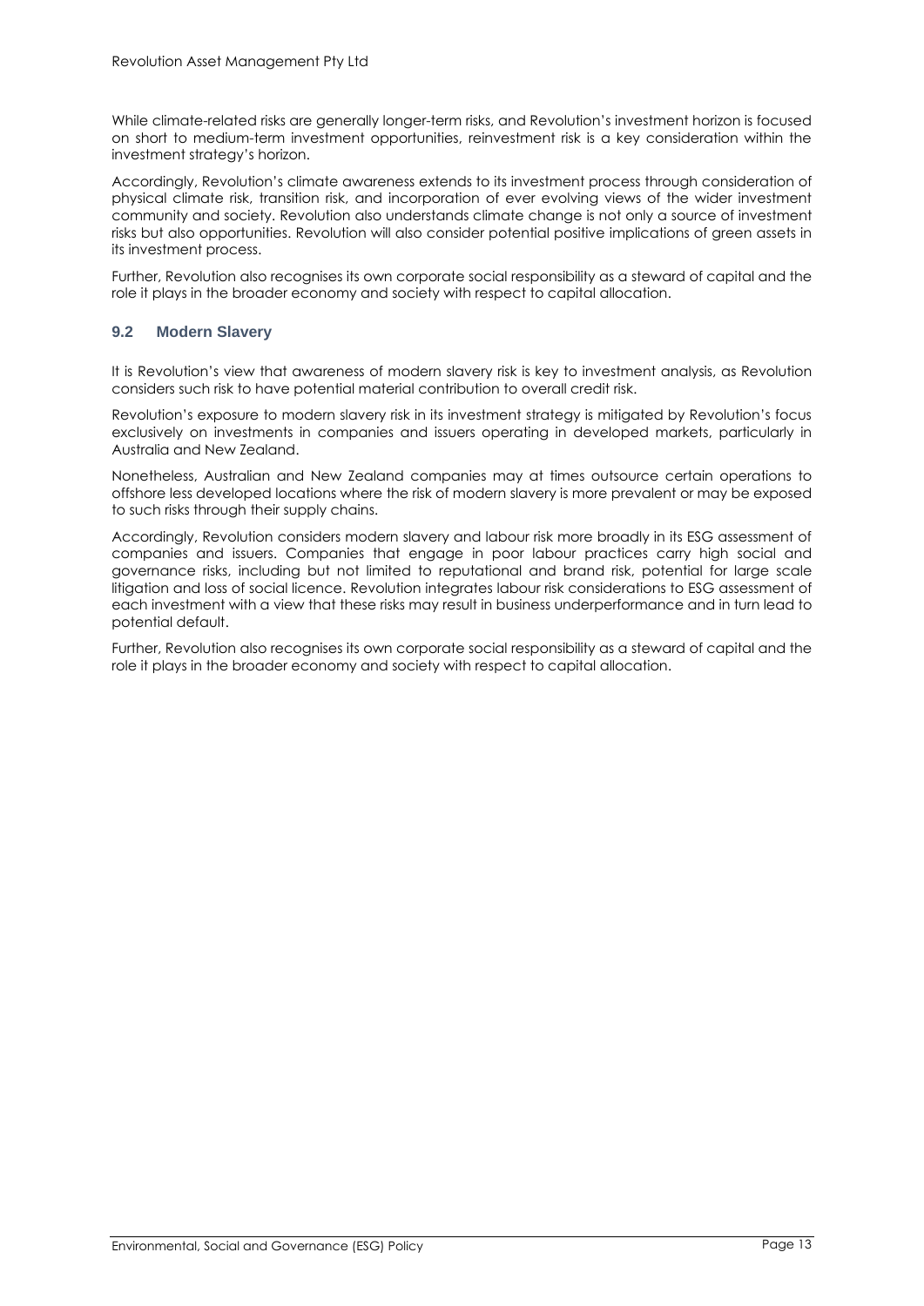While climate-related risks are generally longer-term risks, and Revolution's investment horizon is focused on short to medium-term investment opportunities, reinvestment risk is a key consideration within the investment strategy's horizon.

Accordingly, Revolution's climate awareness extends to its investment process through consideration of physical climate risk, transition risk, and incorporation of ever evolving views of the wider investment community and society. Revolution also understands climate change is not only a source of investment risks but also opportunities. Revolution will also consider potential positive implications of green assets in its investment process.

Further, Revolution also recognises its own corporate social responsibility as a steward of capital and the role it plays in the broader economy and society with respect to capital allocation.

### 9.2 Modern Slavery

It is Revolution's view that awareness of modern slavery risk is key to investment analysis, as Revolution considers such risk to have potential material contribution to overall credit risk.

Revolution's exposure to modern slavery risk in its investment strategy is mitigated by Revolution's focus exclusively on investments in companies and issuers operating in developed markets, particularly in Australia and New Zealand.

Nonetheless, Australian and New Zealand companies may at times outsource certain operations to offshore less developed locations where the risk of modern slavery is more prevalent or may be exposed to such risks through their supply chains.

Accordingly, Revolution considers modern slavery and labour risk more broadly in its ESG assessment of companies and issuers. Companies that engage in poor labour practices carry high social and governance risks, including but not limited to reputational and brand risk, potential for large scale litigation and loss of social licence. Revolution integrates labour risk considerations to ESG assessment of each investment with a view that these risks may result in business underperformance and in turn lead to potential default.

Further, Revolution also recognises its own corporate social responsibility as a steward of capital and the role it plays in the broader economy and society with respect to capital allocation.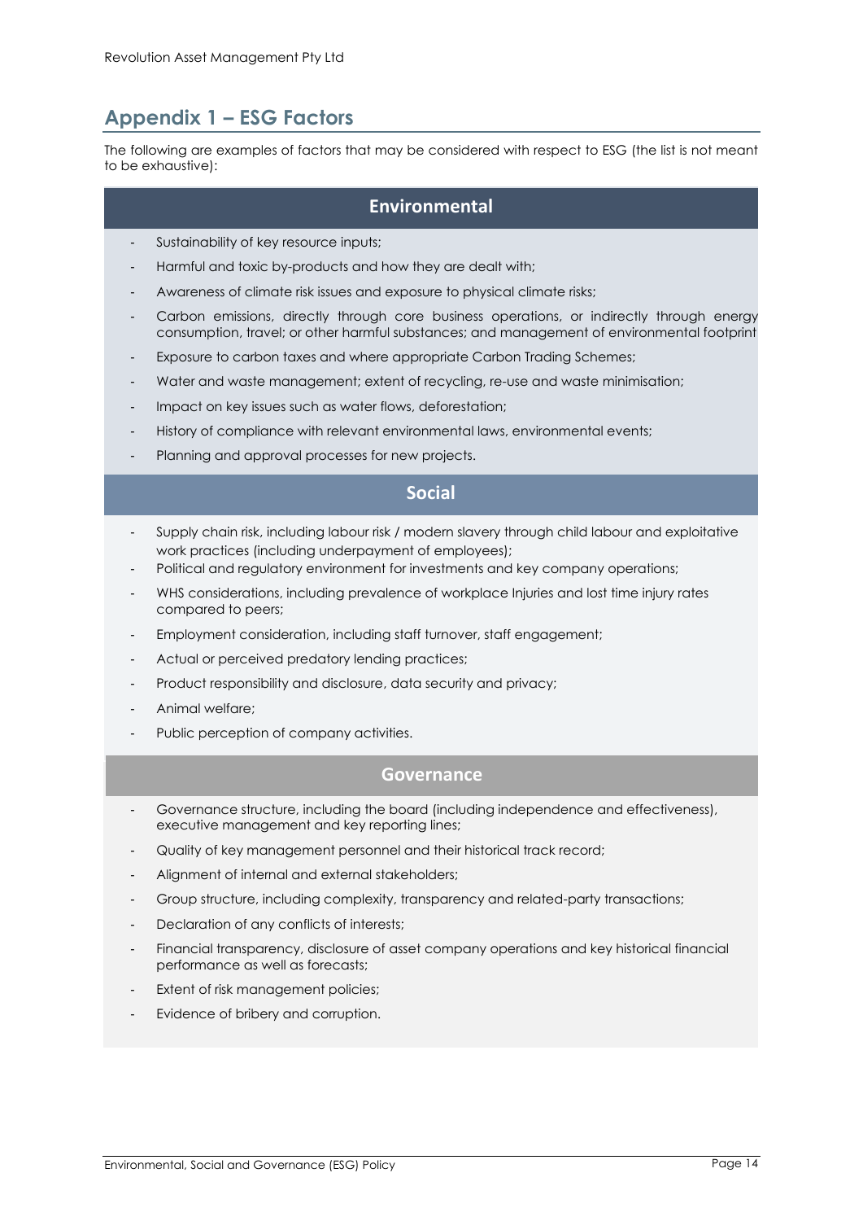## Appendix 1 – ESG Factors

The following are examples of factors that may be considered with respect to ESG (the list is not meant to be exhaustive):

### Environmental

- Sustainability of key resource inputs;
- Harmful and toxic by-products and how they are dealt with;
- Awareness of climate risk issues and exposure to physical climate risks;
- Carbon emissions, directly through core business operations, or indirectly through energy consumption, travel; or other harmful substances; and management of environmental footprint
- Exposure to carbon taxes and where appropriate Carbon Trading Schemes;
- Water and waste management; extent of recycling, re-use and waste minimisation;
- Impact on key issues such as water flows, deforestation;
- History of compliance with relevant environmental laws, environmental events;
- Planning and approval processes for new projects.

### Social

- Supply chain risk, including labour risk / modern slavery through child labour and exploitative work practices (including underpayment of employees);
- Political and regulatory environment for investments and key company operations;
- WHS considerations, including prevalence of workplace Injuries and lost time injury rates compared to peers;
- Employment consideration, including staff turnover, staff engagement;
- Actual or perceived predatory lending practices;
- Product responsibility and disclosure, data security and privacy;
- Animal welfare;
- Public perception of company activities.

### Governance

- Governance structure, including the board (including independence and effectiveness), executive management and key reporting lines;
- Quality of key management personnel and their historical track record;
- Alignment of internal and external stakeholders;
- Group structure, including complexity, transparency and related-party transactions;
- Declaration of any conflicts of interests;
- Financial transparency, disclosure of asset company operations and key historical financial performance as well as forecasts;
- Extent of risk management policies;
- Evidence of bribery and corruption.